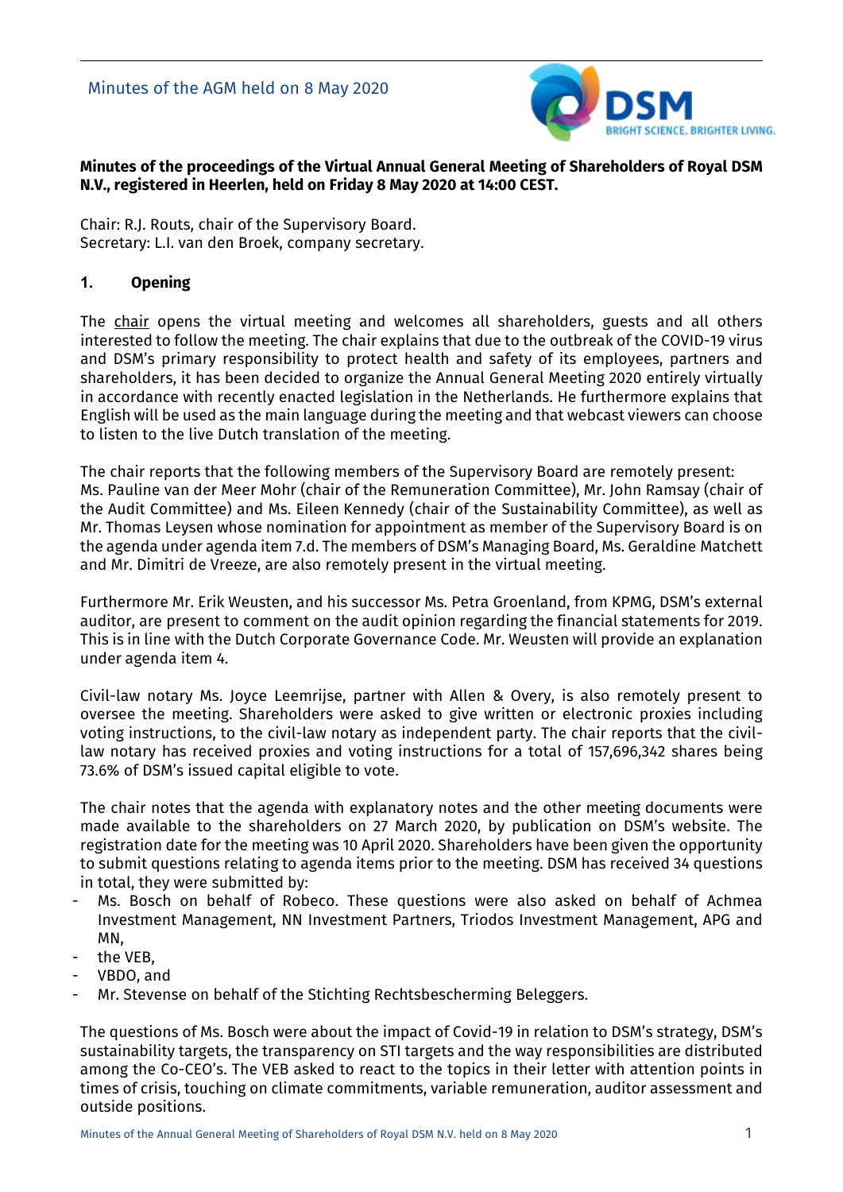Minutes of the AGM held on 8 May 2020

**Minutes of the proceedings of the Virtual Annual General Meeting of Shareholders of Royal DSM N.V., registered in Heerlen, held on Friday 8 May 2020 at 14:00 CEST.**

Chair: R.J. Routs, chair of the Supervisory Board.
Secretary: L.I. van den Broek, company secretary.

## 1. Opening

The chair opens the virtual meeting and welcomes all shareholders, guests and all others interested to follow the meeting. The chair explains that due to the outbreak of the COVID-19 virus and DSM's primary responsibility to protect health and safety of its employees, partners and shareholders, it has been decided to organize the Annual General Meeting 2020 entirely virtually in accordance with recently enacted legislation in the Netherlands. He furthermore explains that English will be used as the main language during the meeting and that webcast viewers can choose to listen to the live Dutch translation of the meeting.

The chair reports that the following members of the Supervisory Board are remotely present: Ms. Pauline van der Meer Mohr (chair of the Remuneration Committee), Mr. John Ramsay (chair of the Audit Committee) and Ms. Eileen Kennedy (chair of the Sustainability Committee), as well as Mr. Thomas Leysen whose nomination for appointment as member of the Supervisory Board is on the agenda under agenda item 7.d. The members of DSM's Managing Board, Ms. Geraldine Matchett and Mr. Dimitri de Vreeze, are also remotely present in the virtual meeting.

Furthermore Mr. Erik Weusten, and his successor Ms. Petra Groenland, from KPMG, DSM's external auditor, are present to comment on the audit opinion regarding the financial statements for 2019. This is in line with the Dutch Corporate Governance Code. Mr. Weusten will provide an explanation under agenda item 4.

Civil-law notary Ms. Joyce Leemrijse, partner with Allen & Overy, is also remotely present to oversee the meeting. Shareholders were asked to give written or electronic proxies including voting instructions, to the civil-law notary as independent party. The chair reports that the civil-law notary has received proxies and voting instructions for a total of 157,696,342 shares being 73.6% of DSM's issued capital eligible to vote.

The chair notes that the agenda with explanatory notes and the other meeting documents were made available to the shareholders on 27 March 2020, by publication on DSM's website. The registration date for the meeting was 10 April 2020. Shareholders have been given the opportunity to submit questions relating to agenda items prior to the meeting. DSM has received 34 questions in total, they were submitted by:

- Ms. Bosch on behalf of Robeco. These questions were also asked on behalf of Achmea Investment Management, NN Investment Partners, Triodos Investment Management, APG and MN,
- the VEB,
- VBDO, and
- Mr. Stevense on behalf of the Stichting Rechtsbescherming Beleggers.

The questions of Ms. Bosch were about the impact of Covid-19 in relation to DSM's strategy, DSM's sustainability targets, the transparency on STI targets and the way responsibilities are distributed among the Co-CEO's. The VEB asked to react to the topics in their letter with attention points in times of crisis, touching on climate commitments, variable remuneration, auditor assessment and outside positions.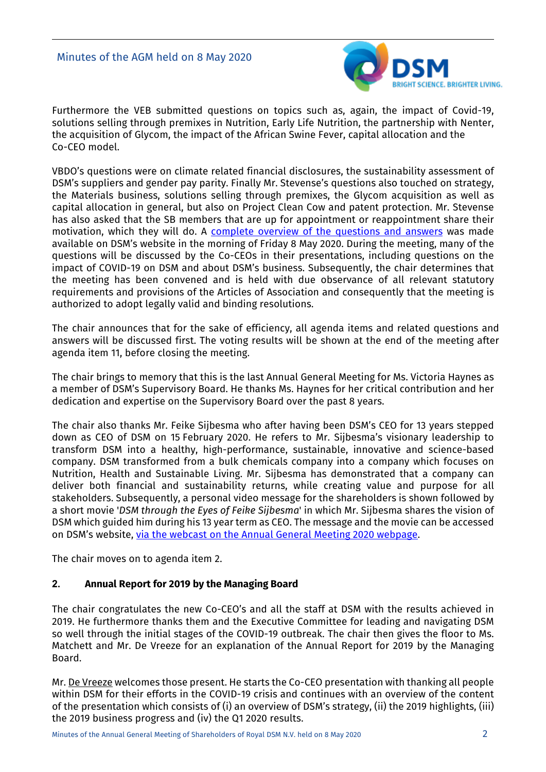Furthermore the VEB submitted questions on topics such as, again, the impact of Covid-19, solutions selling through premixes in Nutrition, Early Life Nutrition, the partnership with Nenter, the acquisition of Glycom, the impact of the African Swine Fever, capital allocation and the Co-CEO model.

VBDO's questions were on climate related financial disclosures, the sustainability assessment of DSM's suppliers and gender pay parity. Finally Mr. Stevense's questions also touched on strategy, the Materials business, solutions selling through premixes, the Glycom acquisition as well as capital allocation in general, but also on Project Clean Cow and patent protection. Mr. Stevense has also asked that the SB members that are up for appointment or reappointment share their motivation, which they will do. A complete overview of the questions and answers was made available on DSM's website in the morning of Friday 8 May 2020. During the meeting, many of the questions will be discussed by the Co-CEOs in their presentations, including questions on the impact of COVID-19 on DSM and about DSM's business. Subsequently, the chair determines that the meeting has been convened and is held with due observance of all relevant statutory requirements and provisions of the Articles of Association and consequently that the meeting is authorized to adopt legally valid and binding resolutions.

The chair announces that for the sake of efficiency, all agenda items and related questions and answers will be discussed first. The voting results will be shown at the end of the meeting after agenda item 11, before closing the meeting.

The chair brings to memory that this is the last Annual General Meeting for Ms. Victoria Haynes as a member of DSM's Supervisory Board. He thanks Ms. Haynes for her critical contribution and her dedication and expertise on the Supervisory Board over the past 8 years.

The chair also thanks Mr. Feike Sijbesma who after having been DSM's CEO for 13 years stepped down as CEO of DSM on 15 February 2020. He refers to Mr. Sijbesma's visionary leadership to transform DSM into a healthy, high-performance, sustainable, innovative and science-based company. DSM transformed from a bulk chemicals company into a company which focuses on Nutrition, Health and Sustainable Living. Mr. Sijbesma has demonstrated that a company can deliver both financial and sustainability returns, while creating value and purpose for all stakeholders. Subsequently, a personal video message for the shareholders is shown followed by a short movie '*DSM through the Eyes of Feike Sijbesma*' in which Mr. Sijbesma shares the vision of DSM which guided him during his 13 year term as CEO. The message and the movie can be accessed on DSM's website, via the webcast on the Annual General Meeting 2020 webpage.

The chair moves on to agenda item 2.

## 2. Annual Report for 2019 by the Managing Board

The chair congratulates the new Co-CEO's and all the staff at DSM with the results achieved in 2019. He furthermore thanks them and the Executive Committee for leading and navigating DSM so well through the initial stages of the COVID-19 outbreak. The chair then gives the floor to Ms. Matchett and Mr. De Vreeze for an explanation of the Annual Report for 2019 by the Managing Board.

Mr. De Vreeze welcomes those present. He starts the Co-CEO presentation with thanking all people within DSM for their efforts in the COVID-19 crisis and continues with an overview of the content of the presentation which consists of (i) an overview of DSM's strategy, (ii) the 2019 highlights, (iii) the 2019 business progress and (iv) the Q1 2020 results.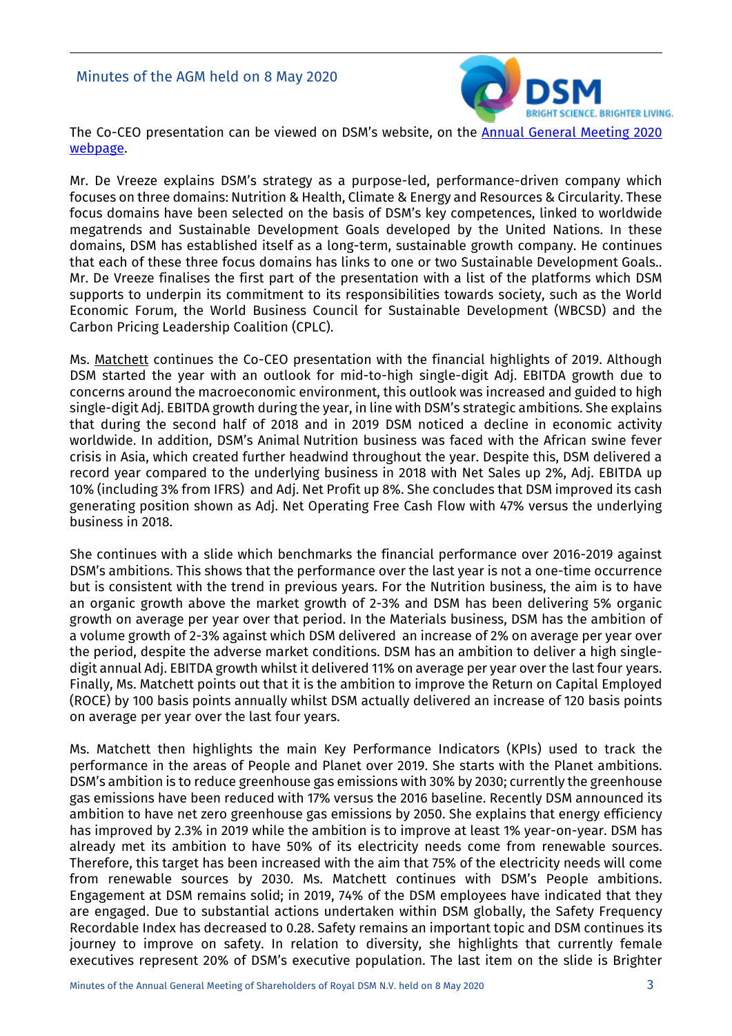The Co-CEO presentation can be viewed on DSM's website, on the [Annual General Meeting 2020 webpage](#).

Mr. De Vreeze explains DSM's strategy as a purpose-led, performance-driven company which focuses on three domains: Nutrition & Health, Climate & Energy and Resources & Circularity. These focus domains have been selected on the basis of DSM's key competences, linked to worldwide megatrends and Sustainable Development Goals developed by the United Nations. In these domains, DSM has established itself as a long-term, sustainable growth company. He continues that each of these three focus domains has links to one or two Sustainable Development Goals.. Mr. De Vreeze finalises the first part of the presentation with a list of the platforms which DSM supports to underpin its commitment to its responsibilities towards society, such as the World Economic Forum, the World Business Council for Sustainable Development (WBCSD) and the Carbon Pricing Leadership Coalition (CPLC).

Ms. Matchett continues the Co-CEO presentation with the financial highlights of 2019. Although DSM started the year with an outlook for mid-to-high single-digit Adj. EBITDA growth due to concerns around the macroeconomic environment, this outlook was increased and guided to high single-digit Adj. EBITDA growth during the year, in line with DSM's strategic ambitions. She explains that during the second half of 2018 and in 2019 DSM noticed a decline in economic activity worldwide. In addition, DSM's Animal Nutrition business was faced with the African swine fever crisis in Asia, which created further headwind throughout the year. Despite this, DSM delivered a record year compared to the underlying business in 2018 with Net Sales up 2%, Adj. EBITDA up 10% (including 3% from IFRS) and Adj. Net Profit up 8%. She concludes that DSM improved its cash generating position shown as Adj. Net Operating Free Cash Flow with 47% versus the underlying business in 2018.

She continues with a slide which benchmarks the financial performance over 2016-2019 against DSM's ambitions. This shows that the performance over the last year is not a one-time occurrence but is consistent with the trend in previous years. For the Nutrition business, the aim is to have an organic growth above the market growth of 2-3% and DSM has been delivering 5% organic growth on average per year over that period. In the Materials business, DSM has the ambition of a volume growth of 2-3% against which DSM delivered an increase of 2% on average per year over the period, despite the adverse market conditions. DSM has an ambition to deliver a high single-digit annual Adj. EBITDA growth whilst it delivered 11% on average per year over the last four years. Finally, Ms. Matchett points out that it is the ambition to improve the Return on Capital Employed (ROCE) by 100 basis points annually whilst DSM actually delivered an increase of 120 basis points on average per year over the last four years.

Ms. Matchett then highlights the main Key Performance Indicators (KPIs) used to track the performance in the areas of People and Planet over 2019. She starts with the Planet ambitions. DSM's ambition is to reduce greenhouse gas emissions with 30% by 2030; currently the greenhouse gas emissions have been reduced with 17% versus the 2016 baseline. Recently DSM announced its ambition to have net zero greenhouse gas emissions by 2050. She explains that energy efficiency has improved by 2.3% in 2019 while the ambition is to improve at least 1% year-on-year. DSM has already met its ambition to have 50% of its electricity needs come from renewable sources. Therefore, this target has been increased with the aim that 75% of the electricity needs will come from renewable sources by 2030. Ms. Matchett continues with DSM's People ambitions. Engagement at DSM remains solid; in 2019, 74% of the DSM employees have indicated that they are engaged. Due to substantial actions undertaken within DSM globally, the Safety Frequency Recordable Index has decreased to 0.28. Safety remains an important topic and DSM continues its journey to improve on safety. In relation to diversity, she highlights that currently female executives represent 20% of DSM's executive population. The last item on the slide is Brighter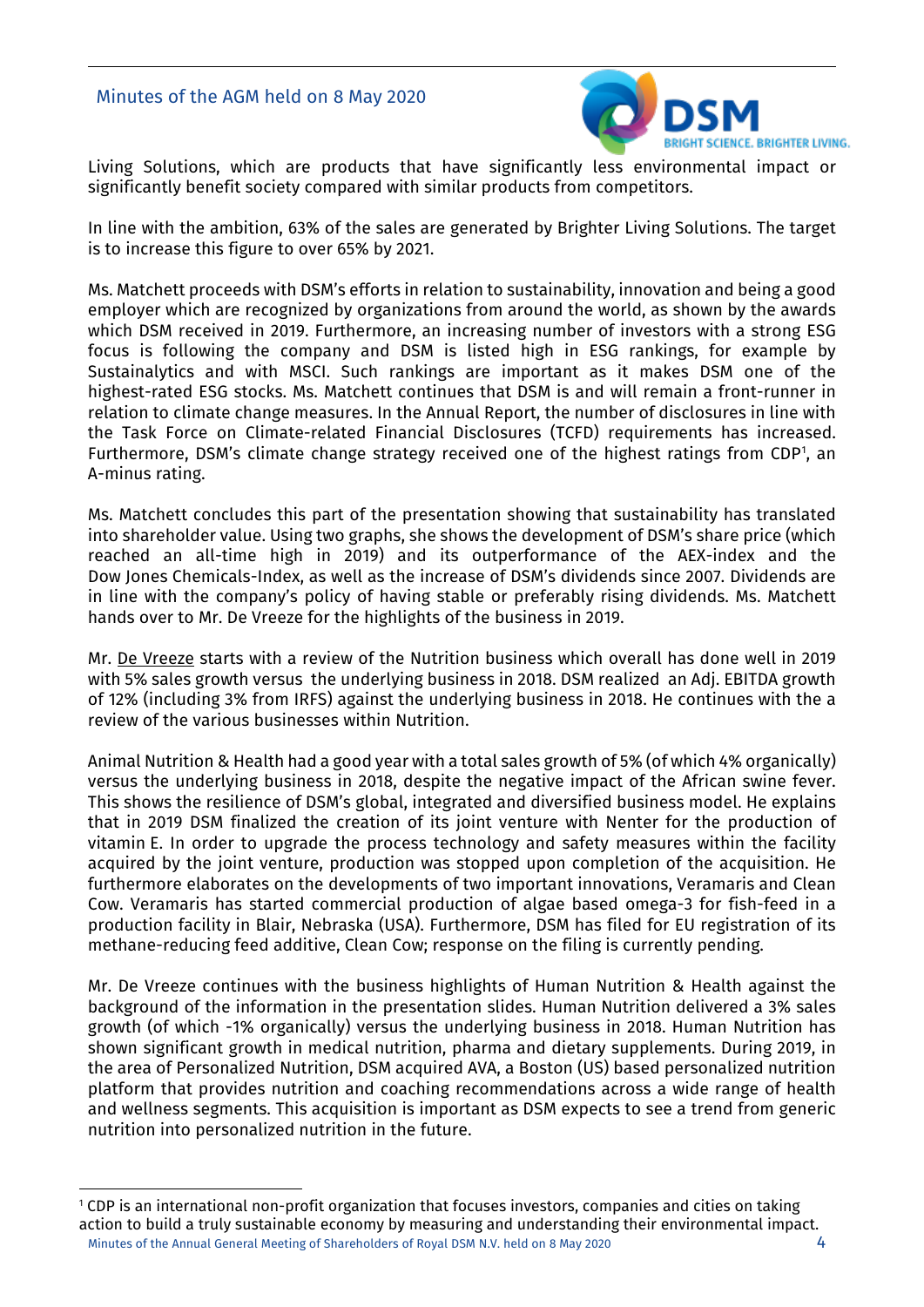Living Solutions, which are products that have significantly less environmental impact or significantly benefit society compared with similar products from competitors.

In line with the ambition, 63% of the sales are generated by Brighter Living Solutions. The target is to increase this figure to over 65% by 2021.

Ms. Matchett proceeds with DSM's efforts in relation to sustainability, innovation and being a good employer which are recognized by organizations from around the world, as shown by the awards which DSM received in 2019. Furthermore, an increasing number of investors with a strong ESG focus is following the company and DSM is listed high in ESG rankings, for example by Sustainalytics and with MSCI. Such rankings are important as it makes DSM one of the highest-rated ESG stocks. Ms. Matchett continues that DSM is and will remain a front-runner in relation to climate change measures. In the Annual Report, the number of disclosures in line with the Task Force on Climate-related Financial Disclosures (TCFD) requirements has increased. Furthermore, DSM's climate change strategy received one of the highest ratings from CDP[1], an A-minus rating.

Ms. Matchett concludes this part of the presentation showing that sustainability has translated into shareholder value. Using two graphs, she shows the development of DSM's share price (which reached an all-time high in 2019) and its outperformance of the AEX-index and the Dow Jones Chemicals-Index, as well as the increase of DSM's dividends since 2007. Dividends are in line with the company's policy of having stable or preferably rising dividends. Ms. Matchett hands over to Mr. De Vreeze for the highlights of the business in 2019.

Mr. De Vreeze starts with a review of the Nutrition business which overall has done well in 2019 with 5% sales growth versus the underlying business in 2018. DSM realized an Adj. EBITDA growth of 12% (including 3% from IRFS) against the underlying business in 2018. He continues with the a review of the various businesses within Nutrition.

Animal Nutrition & Health had a good year with a total sales growth of 5% (of which 4% organically) versus the underlying business in 2018, despite the negative impact of the African swine fever. This shows the resilience of DSM's global, integrated and diversified business model. He explains that in 2019 DSM finalized the creation of its joint venture with Nenter for the production of vitamin E. In order to upgrade the process technology and safety measures within the facility acquired by the joint venture, production was stopped upon completion of the acquisition. He furthermore elaborates on the developments of two important innovations, Veramaris and Clean Cow. Veramaris has started commercial production of algae based omega-3 for fish-feed in a production facility in Blair, Nebraska (USA). Furthermore, DSM has filed for EU registration of its methane-reducing feed additive, Clean Cow; response on the filing is currently pending.

Mr. De Vreeze continues with the business highlights of Human Nutrition & Health against the background of the information in the presentation slides. Human Nutrition delivered a 3% sales growth (of which -1% organically) versus the underlying business in 2018. Human Nutrition has shown significant growth in medical nutrition, pharma and dietary supplements. During 2019, in the area of Personalized Nutrition, DSM acquired AVA, a Boston (US) based personalized nutrition platform that provides nutrition and coaching recommendations across a wide range of health and wellness segments. This acquisition is important as DSM expects to see a trend from generic nutrition into personalized nutrition in the future.

[1] CDP is an international non-profit organization that focuses investors, companies and cities on taking action to build a truly sustainable economy by measuring and understanding their environmental impact.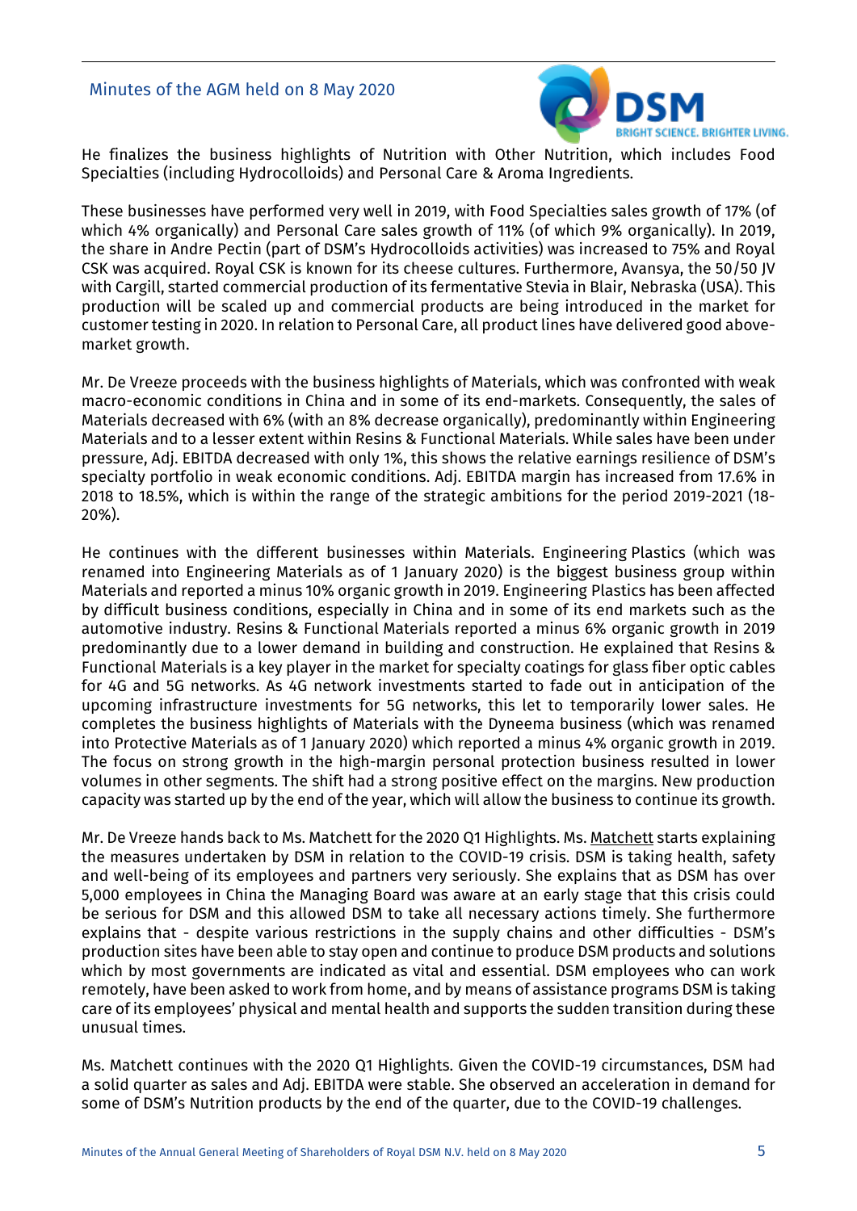He finalizes the business highlights of Nutrition with Other Nutrition, which includes Food Specialties (including Hydrocolloids) and Personal Care & Aroma Ingredients.

These businesses have performed very well in 2019, with Food Specialties sales growth of 17% (of which 4% organically) and Personal Care sales growth of 11% (of which 9% organically). In 2019, the share in Andre Pectin (part of DSM's Hydrocolloids activities) was increased to 75% and Royal CSK was acquired. Royal CSK is known for its cheese cultures. Furthermore, Avansya, the 50/50 JV with Cargill, started commercial production of its fermentative Stevia in Blair, Nebraska (USA). This production will be scaled up and commercial products are being introduced in the market for customer testing in 2020. In relation to Personal Care, all product lines have delivered good above-market growth.

Mr. De Vreeze proceeds with the business highlights of Materials, which was confronted with weak macro-economic conditions in China and in some of its end-markets. Consequently, the sales of Materials decreased with 6% (with an 8% decrease organically), predominantly within Engineering Materials and to a lesser extent within Resins & Functional Materials. While sales have been under pressure, Adj. EBITDA decreased with only 1%, this shows the relative earnings resilience of DSM's specialty portfolio in weak economic conditions. Adj. EBITDA margin has increased from 17.6% in 2018 to 18.5%, which is within the range of the strategic ambitions for the period 2019-2021 (18-20%).

He continues with the different businesses within Materials. Engineering Plastics (which was renamed into Engineering Materials as of 1 January 2020) is the biggest business group within Materials and reported a minus 10% organic growth in 2019. Engineering Plastics has been affected by difficult business conditions, especially in China and in some of its end markets such as the automotive industry. Resins & Functional Materials reported a minus 6% organic growth in 2019 predominantly due to a lower demand in building and construction. He explained that Resins & Functional Materials is a key player in the market for specialty coatings for glass fiber optic cables for 4G and 5G networks. As 4G network investments started to fade out in anticipation of the upcoming infrastructure investments for 5G networks, this let to temporarily lower sales. He completes the business highlights of Materials with the Dyneema business (which was renamed into Protective Materials as of 1 January 2020) which reported a minus 4% organic growth in 2019. The focus on strong growth in the high-margin personal protection business resulted in lower volumes in other segments. The shift had a strong positive effect on the margins. New production capacity was started up by the end of the year, which will allow the business to continue its growth.

Mr. De Vreeze hands back to Ms. Matchett for the 2020 Q1 Highlights. Ms. Matchett starts explaining the measures undertaken by DSM in relation to the COVID-19 crisis. DSM is taking health, safety and well-being of its employees and partners very seriously. She explains that as DSM has over 5,000 employees in China the Managing Board was aware at an early stage that this crisis could be serious for DSM and this allowed DSM to take all necessary actions timely. She furthermore explains that - despite various restrictions in the supply chains and other difficulties - DSM's production sites have been able to stay open and continue to produce DSM products and solutions which by most governments are indicated as vital and essential. DSM employees who can work remotely, have been asked to work from home, and by means of assistance programs DSM is taking care of its employees' physical and mental health and supports the sudden transition during these unusual times.

Ms. Matchett continues with the 2020 Q1 Highlights. Given the COVID-19 circumstances, DSM had a solid quarter as sales and Adj. EBITDA were stable. She observed an acceleration in demand for some of DSM's Nutrition products by the end of the quarter, due to the COVID-19 challenges.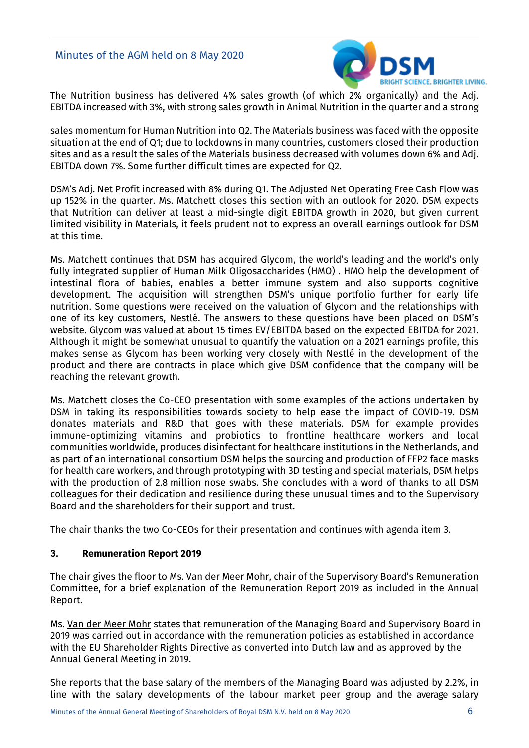The Nutrition business has delivered 4% sales growth (of which 2% organically) and the Adj. EBITDA increased with 3%, with strong sales growth in Animal Nutrition in the quarter and a strong sales momentum for Human Nutrition into Q2. The Materials business was faced with the opposite situation at the end of Q1; due to lockdowns in many countries, customers closed their production sites and as a result the sales of the Materials business decreased with volumes down 6% and Adj. EBITDA down 7%. Some further difficult times are expected for Q2.

DSM's Adj. Net Profit increased with 8% during Q1. The Adjusted Net Operating Free Cash Flow was up 152% in the quarter. Ms. Matchett closes this section with an outlook for 2020. DSM expects that Nutrition can deliver at least a mid-single digit EBITDA growth in 2020, but given current limited visibility in Materials, it feels prudent not to express an overall earnings outlook for DSM at this time.

Ms. Matchett continues that DSM has acquired Glycom, the world's leading and the world's only fully integrated supplier of Human Milk Oligosaccharides (HMO) . HMO help the development of intestinal flora of babies, enables a better immune system and also supports cognitive development. The acquisition will strengthen DSM's unique portfolio further for early life nutrition. Some questions were received on the valuation of Glycom and the relationships with one of its key customers, Nestlé. The answers to these questions have been placed on DSM's website. Glycom was valued at about 15 times EV/EBITDA based on the expected EBITDA for 2021. Although it might be somewhat unusual to quantify the valuation on a 2021 earnings profile, this makes sense as Glycom has been working very closely with Nestlé in the development of the product and there are contracts in place which give DSM confidence that the company will be reaching the relevant growth.

Ms. Matchett closes the Co-CEO presentation with some examples of the actions undertaken by DSM in taking its responsibilities towards society to help ease the impact of COVID-19. DSM donates materials and R&D that goes with these materials. DSM for example provides immune-optimizing vitamins and probiotics to frontline healthcare workers and local communities worldwide, produces disinfectant for healthcare institutions in the Netherlands, and as part of an international consortium DSM helps the sourcing and production of FFP2 face masks for health care workers, and through prototyping with 3D testing and special materials, DSM helps with the production of 2.8 million nose swabs. She concludes with a word of thanks to all DSM colleagues for their dedication and resilience during these unusual times and to the Supervisory Board and the shareholders for their support and trust.

The chair thanks the two Co-CEOs for their presentation and continues with agenda item 3.

### 3. Remuneration Report 2019

The chair gives the floor to Ms. Van der Meer Mohr, chair of the Supervisory Board's Remuneration Committee, for a brief explanation of the Remuneration Report 2019 as included in the Annual Report.

Ms. Van der Meer Mohr states that remuneration of the Managing Board and Supervisory Board in 2019 was carried out in accordance with the remuneration policies as established in accordance with the EU Shareholder Rights Directive as converted into Dutch law and as approved by the Annual General Meeting in 2019.

She reports that the base salary of the members of the Managing Board was adjusted by 2.2%, in line with the salary developments of the labour market peer group and the average salary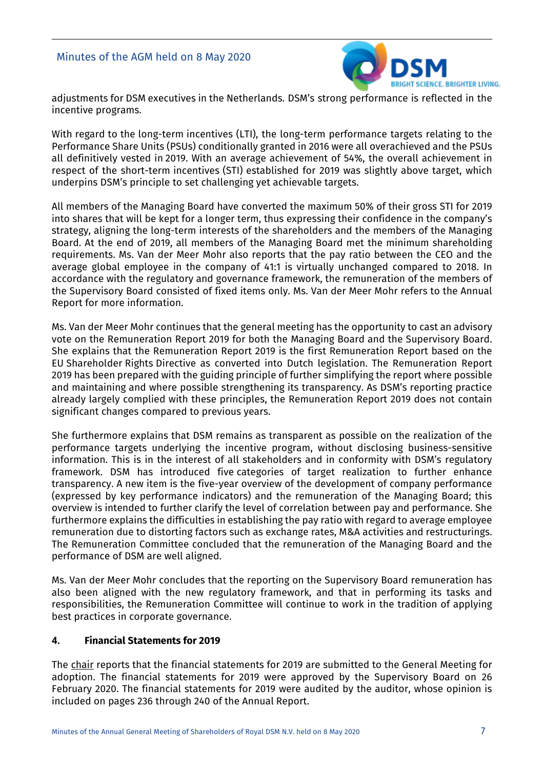adjustments for DSM executives in the Netherlands. DSM's strong performance is reflected in the incentive programs.

With regard to the long-term incentives (LTI), the long-term performance targets relating to the Performance Share Units (PSUs) conditionally granted in 2016 were all overachieved and the PSUs all definitively vested in 2019. With an average achievement of 54%, the overall achievement in respect of the short-term incentives (STI) established for 2019 was slightly above target, which underpins DSM's principle to set challenging yet achievable targets.

All members of the Managing Board have converted the maximum 50% of their gross STI for 2019 into shares that will be kept for a longer term, thus expressing their confidence in the company's strategy, aligning the long-term interests of the shareholders and the members of the Managing Board. At the end of 2019, all members of the Managing Board met the minimum shareholding requirements. Ms. Van der Meer Mohr also reports that the pay ratio between the CEO and the average global employee in the company of 41:1 is virtually unchanged compared to 2018. In accordance with the regulatory and governance framework, the remuneration of the members of the Supervisory Board consisted of fixed items only. Ms. Van der Meer Mohr refers to the Annual Report for more information.

Ms. Van der Meer Mohr continues that the general meeting has the opportunity to cast an advisory vote on the Remuneration Report 2019 for both the Managing Board and the Supervisory Board. She explains that the Remuneration Report 2019 is the first Remuneration Report based on the EU Shareholder Rights Directive as converted into Dutch legislation. The Remuneration Report 2019 has been prepared with the guiding principle of further simplifying the report where possible and maintaining and where possible strengthening its transparency. As DSM's reporting practice already largely complied with these principles, the Remuneration Report 2019 does not contain significant changes compared to previous years.

She furthermore explains that DSM remains as transparent as possible on the realization of the performance targets underlying the incentive program, without disclosing business-sensitive information. This is in the interest of all stakeholders and in conformity with DSM's regulatory framework. DSM has introduced five categories of target realization to further enhance transparency. A new item is the five-year overview of the development of company performance (expressed by key performance indicators) and the remuneration of the Managing Board; this overview is intended to further clarify the level of correlation between pay and performance. She furthermore explains the difficulties in establishing the pay ratio with regard to average employee remuneration due to distorting factors such as exchange rates, M&A activities and restructurings. The Remuneration Committee concluded that the remuneration of the Managing Board and the performance of DSM are well aligned.

Ms. Van der Meer Mohr concludes that the reporting on the Supervisory Board remuneration has also been aligned with the new regulatory framework, and that in performing its tasks and responsibilities, the Remuneration Committee will continue to work in the tradition of applying best practices in corporate governance.

## 4. Financial Statements for 2019

The chair reports that the financial statements for 2019 are submitted to the General Meeting for adoption. The financial statements for 2019 were approved by the Supervisory Board on 26 February 2020. The financial statements for 2019 were audited by the auditor, whose opinion is included on pages 236 through 240 of the Annual Report.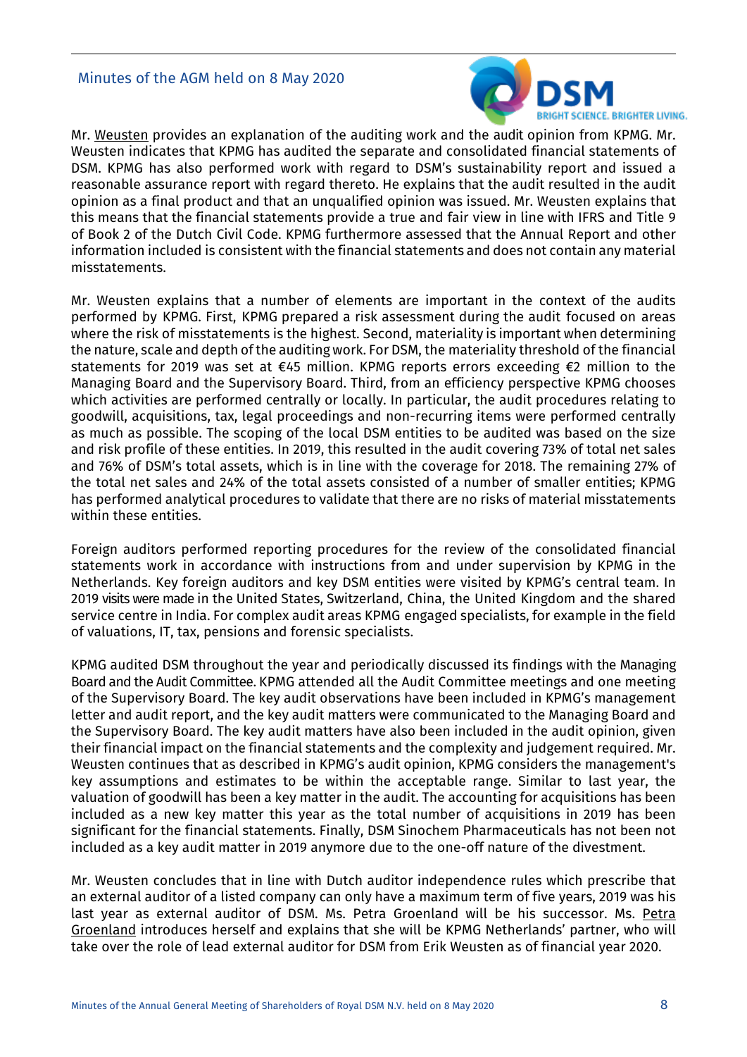Mr. Weusten provides an explanation of the auditing work and the audit opinion from KPMG. Mr. Weusten indicates that KPMG has audited the separate and consolidated financial statements of DSM. KPMG has also performed work with regard to DSM's sustainability report and issued a reasonable assurance report with regard thereto. He explains that the audit resulted in the audit opinion as a final product and that an unqualified opinion was issued. Mr. Weusten explains that this means that the financial statements provide a true and fair view in line with IFRS and Title 9 of Book 2 of the Dutch Civil Code. KPMG furthermore assessed that the Annual Report and other information included is consistent with the financial statements and does not contain any material misstatements.

Mr. Weusten explains that a number of elements are important in the context of the audits performed by KPMG. First, KPMG prepared a risk assessment during the audit focused on areas where the risk of misstatements is the highest. Second, materiality is important when determining the nature, scale and depth of the auditing work. For DSM, the materiality threshold of the financial statements for 2019 was set at €45 million. KPMG reports errors exceeding €2 million to the Managing Board and the Supervisory Board. Third, from an efficiency perspective KPMG chooses which activities are performed centrally or locally. In particular, the audit procedures relating to goodwill, acquisitions, tax, legal proceedings and non-recurring items were performed centrally as much as possible. The scoping of the local DSM entities to be audited was based on the size and risk profile of these entities. In 2019, this resulted in the audit covering 73% of total net sales and 76% of DSM's total assets, which is in line with the coverage for 2018. The remaining 27% of the total net sales and 24% of the total assets consisted of a number of smaller entities; KPMG has performed analytical procedures to validate that there are no risks of material misstatements within these entities.

Foreign auditors performed reporting procedures for the review of the consolidated financial statements work in accordance with instructions from and under supervision by KPMG in the Netherlands. Key foreign auditors and key DSM entities were visited by KPMG's central team. In 2019 visits were made in the United States, Switzerland, China, the United Kingdom and the shared service centre in India. For complex audit areas KPMG engaged specialists, for example in the field of valuations, IT, tax, pensions and forensic specialists.

KPMG audited DSM throughout the year and periodically discussed its findings with the Managing Board and the Audit Committee. KPMG attended all the Audit Committee meetings and one meeting of the Supervisory Board. The key audit observations have been included in KPMG's management letter and audit report, and the key audit matters were communicated to the Managing Board and the Supervisory Board. The key audit matters have also been included in the audit opinion, given their financial impact on the financial statements and the complexity and judgement required. Mr. Weusten continues that as described in KPMG's audit opinion, KPMG considers the management's key assumptions and estimates to be within the acceptable range. Similar to last year, the valuation of goodwill has been a key matter in the audit. The accounting for acquisitions has been included as a new key matter this year as the total number of acquisitions in 2019 has been significant for the financial statements. Finally, DSM Sinochem Pharmaceuticals has not been not included as a key audit matter in 2019 anymore due to the one-off nature of the divestment.

Mr. Weusten concludes that in line with Dutch auditor independence rules which prescribe that an external auditor of a listed company can only have a maximum term of five years, 2019 was his last year as external auditor of DSM. Ms. Petra Groenland will be his successor. Ms. Petra Groenland introduces herself and explains that she will be KPMG Netherlands' partner, who will take over the role of lead external auditor for DSM from Erik Weusten as of financial year 2020.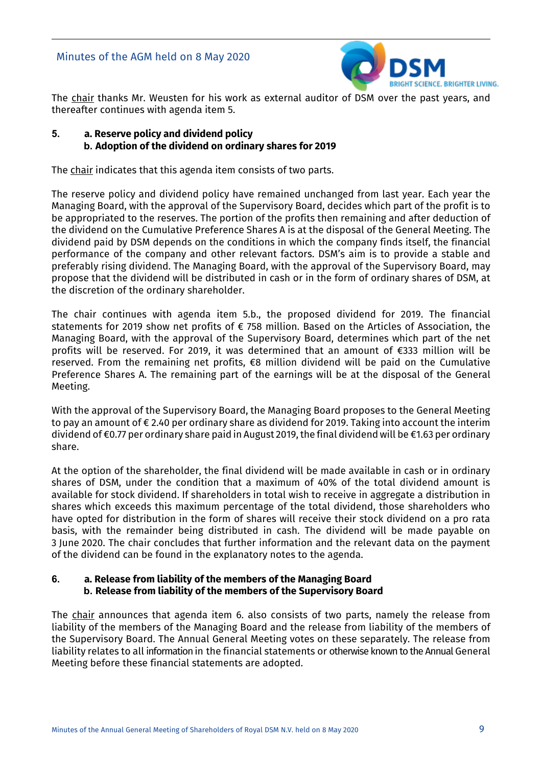The chair thanks Mr. Weusten for his work as external auditor of DSM over the past years, and thereafter continues with agenda item 5.

**5. a. Reserve policy and dividend policy**
**b. Adoption of the dividend on ordinary shares for 2019**

The chair indicates that this agenda item consists of two parts.

The reserve policy and dividend policy have remained unchanged from last year. Each year the Managing Board, with the approval of the Supervisory Board, decides which part of the profit is to be appropriated to the reserves. The portion of the profits then remaining and after deduction of the dividend on the Cumulative Preference Shares A is at the disposal of the General Meeting. The dividend paid by DSM depends on the conditions in which the company finds itself, the financial performance of the company and other relevant factors. DSM's aim is to provide a stable and preferably rising dividend. The Managing Board, with the approval of the Supervisory Board, may propose that the dividend will be distributed in cash or in the form of ordinary shares of DSM, at the discretion of the ordinary shareholder.

The chair continues with agenda item 5.b., the proposed dividend for 2019. The financial statements for 2019 show net profits of € 758 million. Based on the Articles of Association, the Managing Board, with the approval of the Supervisory Board, determines which part of the net profits will be reserved. For 2019, it was determined that an amount of €333 million will be reserved. From the remaining net profits, €8 million dividend will be paid on the Cumulative Preference Shares A. The remaining part of the earnings will be at the disposal of the General Meeting.

With the approval of the Supervisory Board, the Managing Board proposes to the General Meeting to pay an amount of € 2.40 per ordinary share as dividend for 2019. Taking into account the interim dividend of €0.77 per ordinary share paid in August 2019, the final dividend will be €1.63 per ordinary share.

At the option of the shareholder, the final dividend will be made available in cash or in ordinary shares of DSM, under the condition that a maximum of 40% of the total dividend amount is available for stock dividend. If shareholders in total wish to receive in aggregate a distribution in shares which exceeds this maximum percentage of the total dividend, those shareholders who have opted for distribution in the form of shares will receive their stock dividend on a pro rata basis, with the remainder being distributed in cash. The dividend will be made payable on 3 June 2020. The chair concludes that further information and the relevant data on the payment of the dividend can be found in the explanatory notes to the agenda.

**6. a. Release from liability of the members of the Managing Board**
**b. Release from liability of the members of the Supervisory Board**

The chair announces that agenda item 6. also consists of two parts, namely the release from liability of the members of the Managing Board and the release from liability of members of the Supervisory Board. The Annual General Meeting votes on these separately. The release from liability relates to all information in the financial statements or otherwise known to the Annual General Meeting before these financial statements are adopted.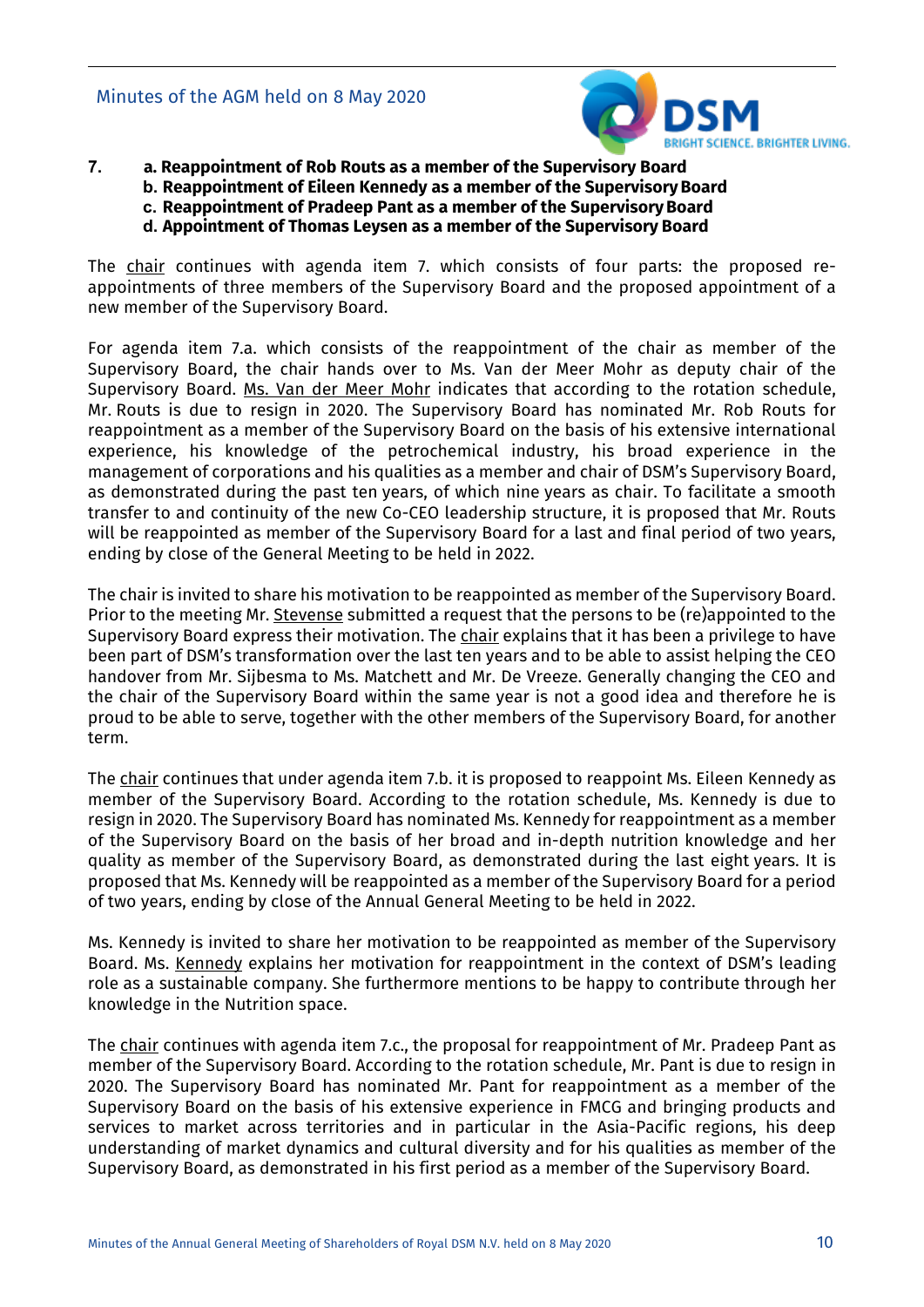**7. a. Reappointment of Rob Routs as a member of the Supervisory Board**
**b. Reappointment of Eileen Kennedy as a member of the Supervisory Board**
**c. Reappointment of Pradeep Pant as a member of the Supervisory Board**
**d. Appointment of Thomas Leysen as a member of the Supervisory Board**

The chair continues with agenda item 7. which consists of four parts: the proposed re-appointments of three members of the Supervisory Board and the proposed appointment of a new member of the Supervisory Board.

For agenda item 7.a. which consists of the reappointment of the chair as member of the Supervisory Board, the chair hands over to Ms. Van der Meer Mohr as deputy chair of the Supervisory Board. Ms. Van der Meer Mohr indicates that according to the rotation schedule, Mr. Routs is due to resign in 2020. The Supervisory Board has nominated Mr. Rob Routs for reappointment as a member of the Supervisory Board on the basis of his extensive international experience, his knowledge of the petrochemical industry, his broad experience in the management of corporations and his qualities as a member and chair of DSM's Supervisory Board, as demonstrated during the past ten years, of which nine years as chair. To facilitate a smooth transfer to and continuity of the new Co-CEO leadership structure, it is proposed that Mr. Routs will be reappointed as member of the Supervisory Board for a last and final period of two years, ending by close of the General Meeting to be held in 2022.

The chair is invited to share his motivation to be reappointed as member of the Supervisory Board. Prior to the meeting Mr. Stevense submitted a request that the persons to be (re)appointed to the Supervisory Board express their motivation. The chair explains that it has been a privilege to have been part of DSM's transformation over the last ten years and to be able to assist helping the CEO handover from Mr. Sijbesma to Ms. Matchett and Mr. De Vreeze. Generally changing the CEO and the chair of the Supervisory Board within the same year is not a good idea and therefore he is proud to be able to serve, together with the other members of the Supervisory Board, for another term.

The chair continues that under agenda item 7.b. it is proposed to reappoint Ms. Eileen Kennedy as member of the Supervisory Board. According to the rotation schedule, Ms. Kennedy is due to resign in 2020. The Supervisory Board has nominated Ms. Kennedy for reappointment as a member of the Supervisory Board on the basis of her broad and in-depth nutrition knowledge and her quality as member of the Supervisory Board, as demonstrated during the last eight years. It is proposed that Ms. Kennedy will be reappointed as a member of the Supervisory Board for a period of two years, ending by close of the Annual General Meeting to be held in 2022.

Ms. Kennedy is invited to share her motivation to be reappointed as member of the Supervisory Board. Ms. Kennedy explains her motivation for reappointment in the context of DSM's leading role as a sustainable company. She furthermore mentions to be happy to contribute through her knowledge in the Nutrition space.

The chair continues with agenda item 7.c., the proposal for reappointment of Mr. Pradeep Pant as member of the Supervisory Board. According to the rotation schedule, Mr. Pant is due to resign in 2020. The Supervisory Board has nominated Mr. Pant for reappointment as a member of the Supervisory Board on the basis of his extensive experience in FMCG and bringing products and services to market across territories and in particular in the Asia-Pacific regions, his deep understanding of market dynamics and cultural diversity and for his qualities as member of the Supervisory Board, as demonstrated in his first period as a member of the Supervisory Board.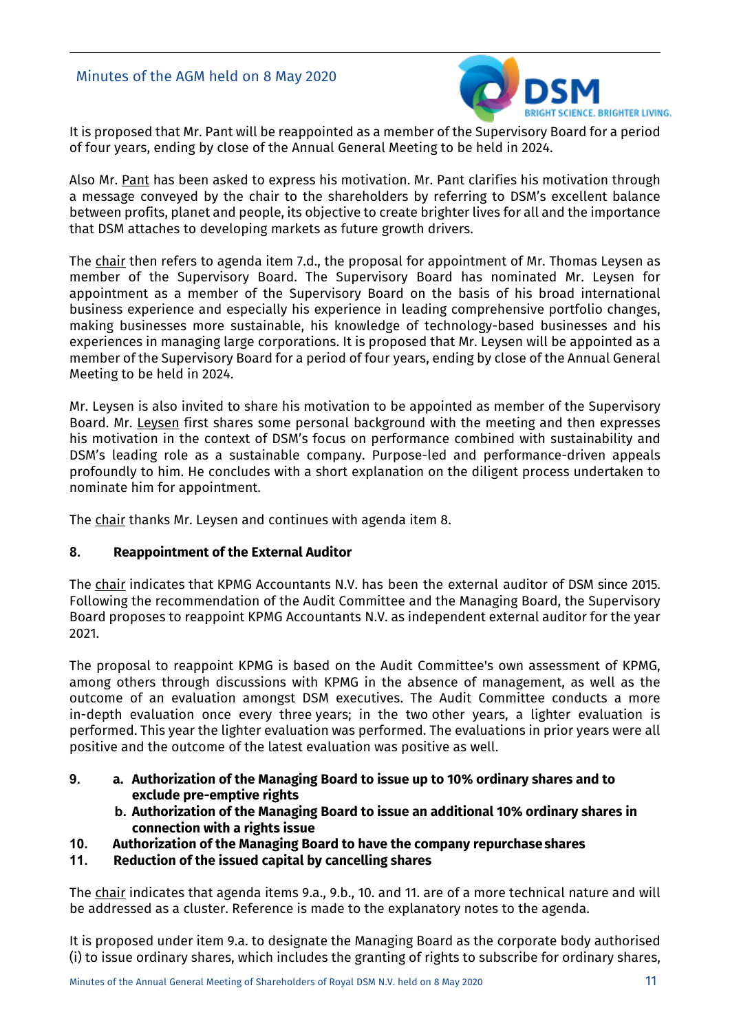It is proposed that Mr. Pant will be reappointed as a member of the Supervisory Board for a period of four years, ending by close of the Annual General Meeting to be held in 2024.

Also Mr. Pant has been asked to express his motivation. Mr. Pant clarifies his motivation through a message conveyed by the chair to the shareholders by referring to DSM's excellent balance between profits, planet and people, its objective to create brighter lives for all and the importance that DSM attaches to developing markets as future growth drivers.

The chair then refers to agenda item 7.d., the proposal for appointment of Mr. Thomas Leysen as member of the Supervisory Board. The Supervisory Board has nominated Mr. Leysen for appointment as a member of the Supervisory Board on the basis of his broad international business experience and especially his experience in leading comprehensive portfolio changes, making businesses more sustainable, his knowledge of technology-based businesses and his experiences in managing large corporations. It is proposed that Mr. Leysen will be appointed as a member of the Supervisory Board for a period of four years, ending by close of the Annual General Meeting to be held in 2024.

Mr. Leysen is also invited to share his motivation to be appointed as member of the Supervisory Board. Mr. Leysen first shares some personal background with the meeting and then expresses his motivation in the context of DSM's focus on performance combined with sustainability and DSM's leading role as a sustainable company. Purpose-led and performance-driven appeals profoundly to him. He concludes with a short explanation on the diligent process undertaken to nominate him for appointment.

The chair thanks Mr. Leysen and continues with agenda item 8.

## 8. Reappointment of the External Auditor

The chair indicates that KPMG Accountants N.V. has been the external auditor of DSM since 2015. Following the recommendation of the Audit Committee and the Managing Board, the Supervisory Board proposes to reappoint KPMG Accountants N.V. as independent external auditor for the year 2021.

The proposal to reappoint KPMG is based on the Audit Committee's own assessment of KPMG, among others through discussions with KPMG in the absence of management, as well as the outcome of an evaluation amongst DSM executives. The Audit Committee conducts a more in-depth evaluation once every three years; in the two other years, a lighter evaluation is performed. This year the lighter evaluation was performed. The evaluations in prior years were all positive and the outcome of the latest evaluation was positive as well.

## 9. a. Authorization of the Managing Board to issue up to 10% ordinary shares and to exclude pre-emptive rights
## b. Authorization of the Managing Board to issue an additional 10% ordinary shares in connection with a rights issue
## 10. Authorization of the Managing Board to have the company repurchase shares
## 11. Reduction of the issued capital by cancelling shares

The chair indicates that agenda items 9.a., 9.b., 10. and 11. are of a more technical nature and will be addressed as a cluster. Reference is made to the explanatory notes to the agenda.

It is proposed under item 9.a. to designate the Managing Board as the corporate body authorised (i) to issue ordinary shares, which includes the granting of rights to subscribe for ordinary shares,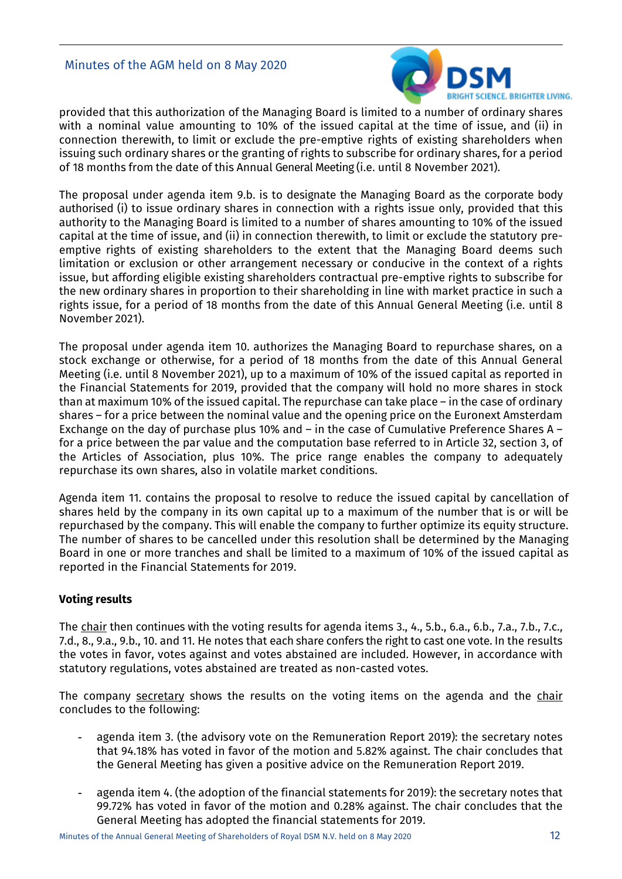provided that this authorization of the Managing Board is limited to a number of ordinary shares with a nominal value amounting to 10% of the issued capital at the time of issue, and (ii) in connection therewith, to limit or exclude the pre-emptive rights of existing shareholders when issuing such ordinary shares or the granting of rights to subscribe for ordinary shares, for a period of 18 months from the date of this Annual General Meeting (i.e. until 8 November 2021).

The proposal under agenda item 9.b. is to designate the Managing Board as the corporate body authorised (i) to issue ordinary shares in connection with a rights issue only, provided that this authority to the Managing Board is limited to a number of shares amounting to 10% of the issued capital at the time of issue, and (ii) in connection therewith, to limit or exclude the statutory pre-emptive rights of existing shareholders to the extent that the Managing Board deems such limitation or exclusion or other arrangement necessary or conducive in the context of a rights issue, but affording eligible existing shareholders contractual pre-emptive rights to subscribe for the new ordinary shares in proportion to their shareholding in line with market practice in such a rights issue, for a period of 18 months from the date of this Annual General Meeting (i.e. until 8 November 2021).

The proposal under agenda item 10. authorizes the Managing Board to repurchase shares, on a stock exchange or otherwise, for a period of 18 months from the date of this Annual General Meeting (i.e. until 8 November 2021), up to a maximum of 10% of the issued capital as reported in the Financial Statements for 2019, provided that the company will hold no more shares in stock than at maximum 10% of the issued capital. The repurchase can take place – in the case of ordinary shares – for a price between the nominal value and the opening price on the Euronext Amsterdam Exchange on the day of purchase plus 10% and – in the case of Cumulative Preference Shares A – for a price between the par value and the computation base referred to in Article 32, section 3, of the Articles of Association, plus 10%. The price range enables the company to adequately repurchase its own shares, also in volatile market conditions.

Agenda item 11. contains the proposal to resolve to reduce the issued capital by cancellation of shares held by the company in its own capital up to a maximum of the number that is or will be repurchased by the company. This will enable the company to further optimize its equity structure. The number of shares to be cancelled under this resolution shall be determined by the Managing Board in one or more tranches and shall be limited to a maximum of 10% of the issued capital as reported in the Financial Statements for 2019.

**Voting results**

The chair then continues with the voting results for agenda items 3., 4., 5.b., 6.a., 6.b., 7.a., 7.b., 7.c., 7.d., 8., 9.a., 9.b., 10. and 11. He notes that each share confers the right to cast one vote. In the results the votes in favor, votes against and votes abstained are included. However, in accordance with statutory regulations, votes abstained are treated as non-casted votes.

The company secretary shows the results on the voting items on the agenda and the chair concludes to the following:

- agenda item 3. (the advisory vote on the Remuneration Report 2019): the secretary notes that 94.18% has voted in favor of the motion and 5.82% against. The chair concludes that the General Meeting has given a positive advice on the Remuneration Report 2019.

- agenda item 4. (the adoption of the financial statements for 2019): the secretary notes that 99.72% has voted in favor of the motion and 0.28% against. The chair concludes that the General Meeting has adopted the financial statements for 2019.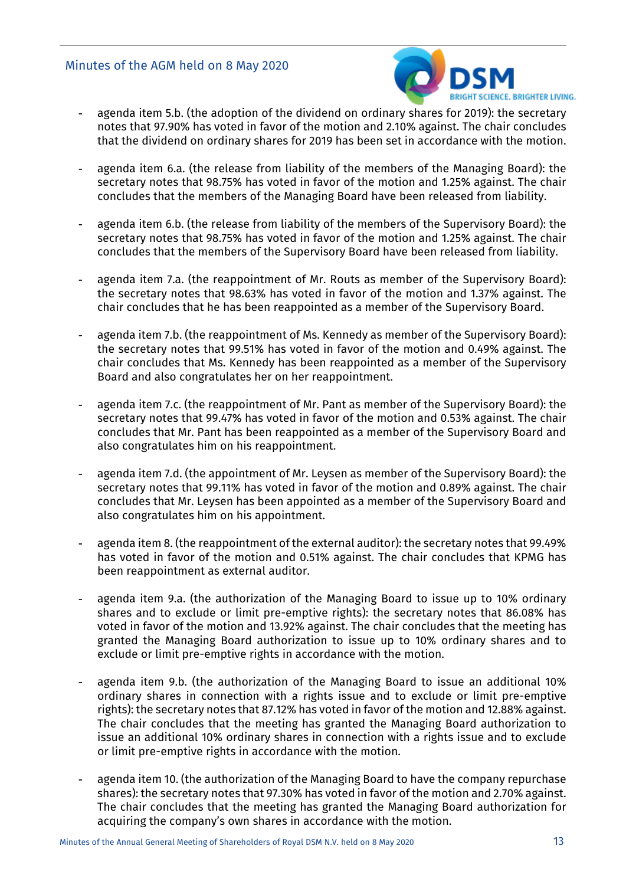- agenda item 5.b. (the adoption of the dividend on ordinary shares for 2019): the secretary notes that 97.90% has voted in favor of the motion and 2.10% against. The chair concludes that the dividend on ordinary shares for 2019 has been set in accordance with the motion.

- agenda item 6.a. (the release from liability of the members of the Managing Board): the secretary notes that 98.75% has voted in favor of the motion and 1.25% against. The chair concludes that the members of the Managing Board have been released from liability.

- agenda item 6.b. (the release from liability of the members of the Supervisory Board): the secretary notes that 98.75% has voted in favor of the motion and 1.25% against. The chair concludes that the members of the Supervisory Board have been released from liability.

- agenda item 7.a. (the reappointment of Mr. Routs as member of the Supervisory Board): the secretary notes that 98.63% has voted in favor of the motion and 1.37% against. The chair concludes that he has been reappointed as a member of the Supervisory Board.

- agenda item 7.b. (the reappointment of Ms. Kennedy as member of the Supervisory Board): the secretary notes that 99.51% has voted in favor of the motion and 0.49% against. The chair concludes that Ms. Kennedy has been reappointed as a member of the Supervisory Board and also congratulates her on her reappointment.

- agenda item 7.c. (the reappointment of Mr. Pant as member of the Supervisory Board): the secretary notes that 99.47% has voted in favor of the motion and 0.53% against. The chair concludes that Mr. Pant has been reappointed as a member of the Supervisory Board and also congratulates him on his reappointment.

- agenda item 7.d. (the appointment of Mr. Leysen as member of the Supervisory Board): the secretary notes that 99.11% has voted in favor of the motion and 0.89% against. The chair concludes that Mr. Leysen has been appointed as a member of the Supervisory Board and also congratulates him on his appointment.

- agenda item 8. (the reappointment of the external auditor): the secretary notes that 99.49% has voted in favor of the motion and 0.51% against. The chair concludes that KPMG has been reappointment as external auditor.

- agenda item 9.a. (the authorization of the Managing Board to issue up to 10% ordinary shares and to exclude or limit pre-emptive rights): the secretary notes that 86.08% has voted in favor of the motion and 13.92% against. The chair concludes that the meeting has granted the Managing Board authorization to issue up to 10% ordinary shares and to exclude or limit pre-emptive rights in accordance with the motion.

- agenda item 9.b. (the authorization of the Managing Board to issue an additional 10% ordinary shares in connection with a rights issue and to exclude or limit pre-emptive rights): the secretary notes that 87.12% has voted in favor of the motion and 12.88% against. The chair concludes that the meeting has granted the Managing Board authorization to issue an additional 10% ordinary shares in connection with a rights issue and to exclude or limit pre-emptive rights in accordance with the motion.

- agenda item 10. (the authorization of the Managing Board to have the company repurchase shares): the secretary notes that 97.30% has voted in favor of the motion and 2.70% against. The chair concludes that the meeting has granted the Managing Board authorization for acquiring the company's own shares in accordance with the motion.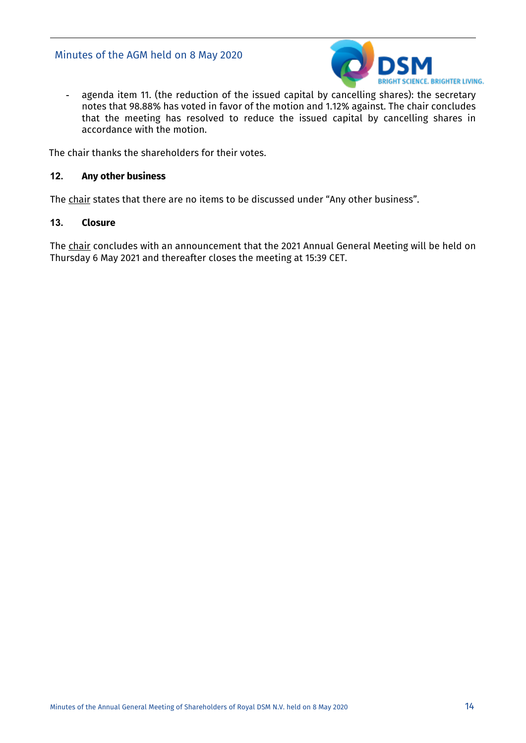- agenda item 11. (the reduction of the issued capital by cancelling shares): the secretary notes that 98.88% has voted in favor of the motion and 1.12% against. The chair concludes that the meeting has resolved to reduce the issued capital by cancelling shares in accordance with the motion.

The chair thanks the shareholders for their votes.

## 12. Any other business

The chair states that there are no items to be discussed under “Any other business”.

## 13. Closure

The chair concludes with an announcement that the 2021 Annual General Meeting will be held on Thursday 6 May 2021 and thereafter closes the meeting at 15:39 CET.